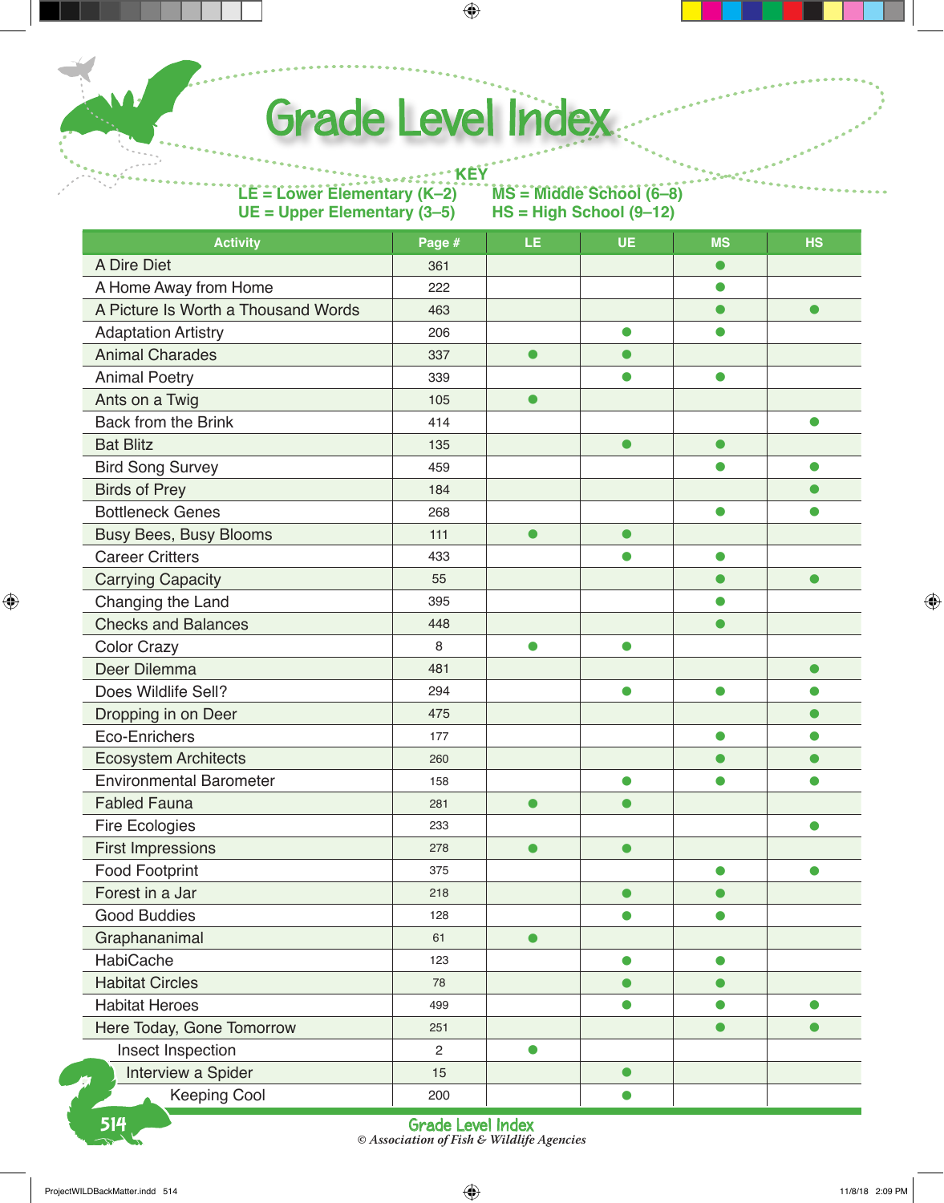# Grade Level Index

**KEY**

**LE = Lower Elementary (K–2)**
**UE = Upper Elementary (3–5)**
**MS = Middle School (6–8)**
**HS = High School (9–12)**

| Activity | Page # | LE | UE | MS | HS |
|---|---|---|---|---|---|
| A Dire Diet | 361 | | | ● | |
| A Home Away from Home | 222 | | | ● | |
| A Picture Is Worth a Thousand Words | 463 | | | ● | ● |
| Adaptation Artistry | 206 | | ● | ● | |
| Animal Charades | 337 | ● | ● | | |
| Animal Poetry | 339 | | ● | ● | |
| Ants on a Twig | 105 | ● | | | |
| Back from the Brink | 414 | | | | ● |
| Bat Blitz | 135 | | ● | ● | |
| Bird Song Survey | 459 | | | ● | ● |
| Birds of Prey | 184 | | | | ● |
| Bottleneck Genes | 268 | | | ● | ● |
| Busy Bees, Busy Blooms | 111 | ● | ● | | |
| Career Critters | 433 | | ● | ● | |
| Carrying Capacity | 55 | | | ● | ● |
| Changing the Land | 395 | | | ● | |
| Checks and Balances | 448 | | | ● | |
| Color Crazy | 8 | ● | ● | | |
| Deer Dilemma | 481 | | | | ● |
| Does Wildlife Sell? | 294 | | ● | ● | ● |
| Dropping in on Deer | 475 | | | | ● |
| Eco-Enrichers | 177 | | | ● | ● |
| Ecosystem Architects | 260 | | | ● | ● |
| Environmental Barometer | 158 | | ● | ● | ● |
| Fabled Fauna | 281 | ● | ● | | |
| Fire Ecologies | 233 | | | | ● |
| First Impressions | 278 | ● | ● | | |
| Food Footprint | 375 | | | ● | ● |
| Forest in a Jar | 218 | | ● | ● | |
| Good Buddies | 128 | | ● | ● | |
| Graphananimal | 61 | ● | | | |
| HabiCache | 123 | | ● | ● | |
| Habitat Circles | 78 | | ● | ● | |
| Habitat Heroes | 499 | | ● | ● | ● |
| Here Today, Gone Tomorrow | 251 | | | ● | ● |
| Insect Inspection | 2 | ● | | | |
| Interview a Spider | 15 | | ● | | |
| Keeping Cool | 200 | | ● | | |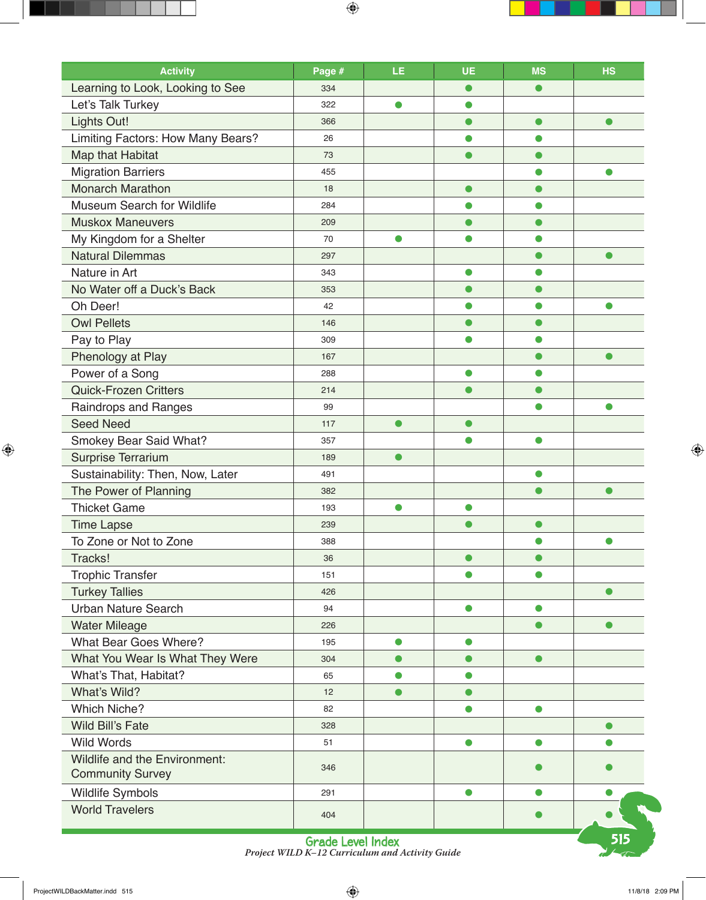| Activity | Page # | LE | UE | MS | HS |
|---|---|---|---|---|---|
| Learning to Look, Looking to See | 334 | | ● | ● | |
| Let's Talk Turkey | 322 | ● | ● | | |
| Lights Out! | 366 | | ● | ● | ● |
| Limiting Factors: How Many Bears? | 26 | | ● | ● | |
| Map that Habitat | 73 | | ● | ● | |
| Migration Barriers | 455 | | | ● | ● |
| Monarch Marathon | 18 | | ● | ● | |
| Museum Search for Wildlife | 284 | | ● | ● | |
| Muskox Maneuvers | 209 | | ● | ● | |
| My Kingdom for a Shelter | 70 | ● | ● | ● | |
| Natural Dilemmas | 297 | | | ● | ● |
| Nature in Art | 343 | | ● | ● | |
| No Water off a Duck's Back | 353 | | ● | ● | |
| Oh Deer! | 42 | | ● | ● | ● |
| Owl Pellets | 146 | | ● | ● | |
| Pay to Play | 309 | | ● | ● | |
| Phenology at Play | 167 | | | ● | ● |
| Power of a Song | 288 | | ● | ● | |
| Quick-Frozen Critters | 214 | | ● | ● | |
| Raindrops and Ranges | 99 | | | ● | ● |
| Seed Need | 117 | ● | ● | | |
| Smokey Bear Said What? | 357 | | ● | ● | |
| Surprise Terrarium | 189 | ● | | | |
| Sustainability: Then, Now, Later | 491 | | | ● | |
| The Power of Planning | 382 | | | ● | ● |
| Thicket Game | 193 | ● | ● | | |
| Time Lapse | 239 | | ● | ● | |
| To Zone or Not to Zone | 388 | | | ● | ● |
| Tracks! | 36 | | ● | ● | |
| Trophic Transfer | 151 | | ● | ● | |
| Turkey Tallies | 426 | | | | ● |
| Urban Nature Search | 94 | | ● | ● | |
| Water Mileage | 226 | | | ● | ● |
| What Bear Goes Where? | 195 | ● | ● | | |
| What You Wear Is What They Were | 304 | ● | ● | ● | |
| What's That, Habitat? | 65 | ● | ● | | |
| What's Wild? | 12 | ● | ● | | |
| Which Niche? | 82 | | ● | ● | |
| Wild Bill's Fate | 328 | | | | ● |
| Wild Words | 51 | | ● | ● | ● |
| Wildlife and the Environment: Community Survey | 346 | | | ● | ● |
| Wildlife Symbols | 291 | | ● | ● | ● |
| World Travelers | 404 | | | ● | ● |

Grade Level Index

*Project WILD K–12 Curriculum and Activity Guide*